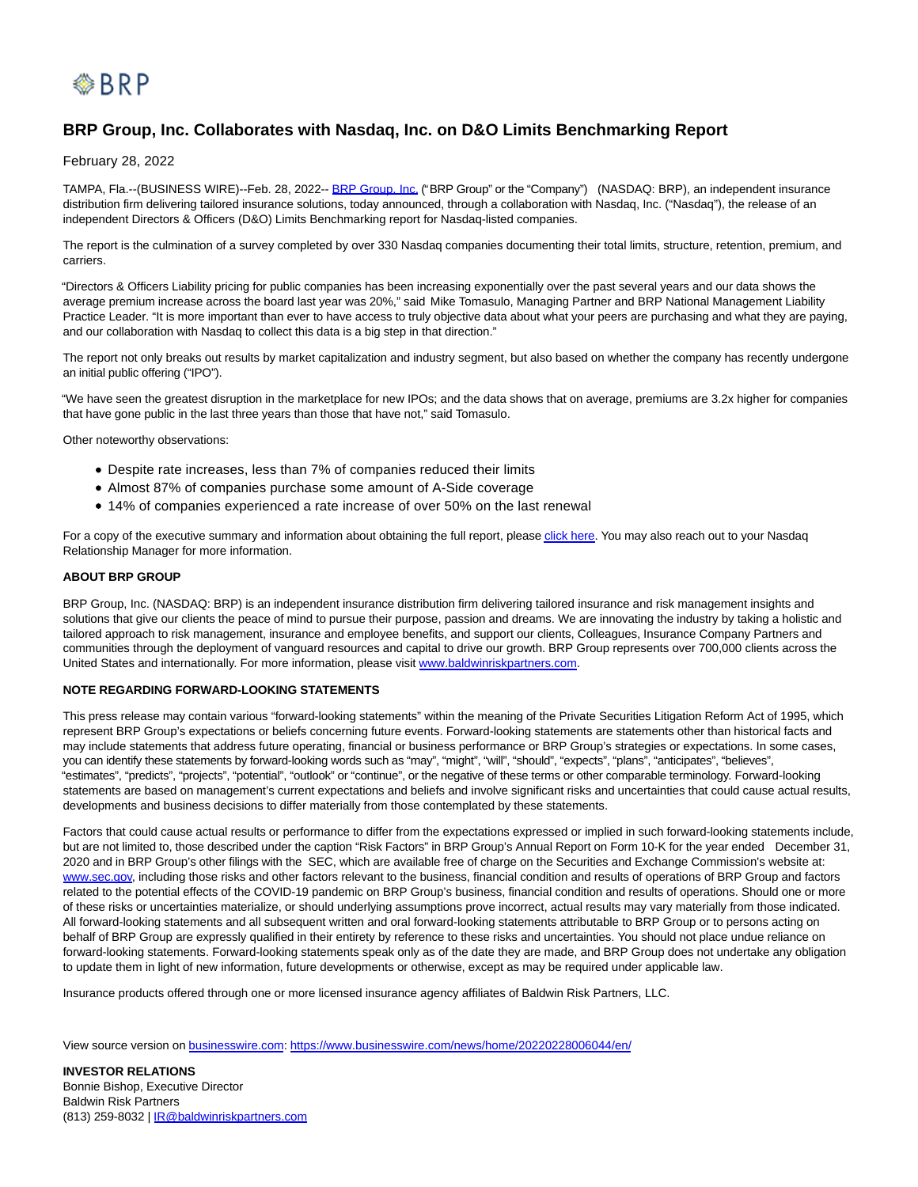# BRP Group, Inc. Collaborates with Nasdaq, Inc. on D&O Limits Benchmarking Report

February 28, 2022

TAMPA, Fla.--(BUSINESS WIRE)--Feb. 28, 2022-- BRP Group, Inc. ("BRP Group" or the "Company") (NASDAQ: BRP), an independent insurance distribution firm delivering tailored insurance solutions, today announced, through a collaboration with Nasdaq, Inc. ("Nasdaq"), the release of an independent Directors & Officers (D&O) Limits Benchmarking report for Nasdaq-listed companies.

The report is the culmination of a survey completed by over 330 Nasdaq companies documenting their total limits, structure, retention, premium, and carriers.

"Directors & Officers Liability pricing for public companies has been increasing exponentially over the past several years and our data shows the average premium increase across the board last year was 20%," said Mike Tomasulo, Managing Partner and BRP National Management Liability Practice Leader. "It is more important than ever to have access to truly objective data about what your peers are purchasing and what they are paying, and our collaboration with Nasdaq to collect this data is a big step in that direction."

The report not only breaks out results by market capitalization and industry segment, but also based on whether the company has recently undergone an initial public offering ("IPO").

"We have seen the greatest disruption in the marketplace for new IPOs; and the data shows that on average, premiums are 3.2x higher for companies that have gone public in the last three years than those that have not," said Tomasulo.

Other noteworthy observations:

- Despite rate increases, less than 7% of companies reduced their limits
- Almost 87% of companies purchase some amount of A-Side coverage
- 14% of companies experienced a rate increase of over 50% on the last renewal

For a copy of the executive summary and information about obtaining the full report, please click here. You may also reach out to your Nasdaq Relationship Manager for more information.

**ABOUT BRP GROUP**

BRP Group, Inc. (NASDAQ: BRP) is an independent insurance distribution firm delivering tailored insurance and risk management insights and solutions that give our clients the peace of mind to pursue their purpose, passion and dreams. We are innovating the industry by taking a holistic and tailored approach to risk management, insurance and employee benefits, and support our clients, Colleagues, Insurance Company Partners and communities through the deployment of vanguard resources and capital to drive our growth. BRP Group represents over 700,000 clients across the United States and internationally. For more information, please visit www.baldwinriskpartners.com.

**NOTE REGARDING FORWARD-LOOKING STATEMENTS**

This press release may contain various "forward-looking statements" within the meaning of the Private Securities Litigation Reform Act of 1995, which represent BRP Group's expectations or beliefs concerning future events. Forward-looking statements are statements other than historical facts and may include statements that address future operating, financial or business performance or BRP Group's strategies or expectations. In some cases, you can identify these statements by forward-looking words such as "may", "might", "will", "should", "expects", "plans", "anticipates", "believes", "estimates", "predicts", "projects", "potential", "outlook" or "continue", or the negative of these terms or other comparable terminology. Forward-looking statements are based on management's current expectations and beliefs and involve significant risks and uncertainties that could cause actual results, developments and business decisions to differ materially from those contemplated by these statements.

Factors that could cause actual results or performance to differ from the expectations expressed or implied in such forward-looking statements include, but are not limited to, those described under the caption "Risk Factors" in BRP Group's Annual Report on Form 10-K for the year ended December 31, 2020 and in BRP Group's other filings with the SEC, which are available free of charge on the Securities and Exchange Commission's website at: www.sec.gov, including those risks and other factors relevant to the business, financial condition and results of operations of BRP Group and factors related to the potential effects of the COVID-19 pandemic on BRP Group's business, financial condition and results of operations. Should one or more of these risks or uncertainties materialize, or should underlying assumptions prove incorrect, actual results may vary materially from those indicated. All forward-looking statements and all subsequent written and oral forward-looking statements attributable to BRP Group or to persons acting on behalf of BRP Group are expressly qualified in their entirety by reference to these risks and uncertainties. You should not place undue reliance on forward-looking statements. Forward-looking statements speak only as of the date they are made, and BRP Group does not undertake any obligation to update them in light of new information, future developments or otherwise, except as may be required under applicable law.

Insurance products offered through one or more licensed insurance agency affiliates of Baldwin Risk Partners, LLC.

View source version on businesswire.com: https://www.businesswire.com/news/home/20220228006044/en/

**INVESTOR RELATIONS**
Bonnie Bishop, Executive Director
Baldwin Risk Partners
(813) 259-8032 | IR@baldwinriskpartners.com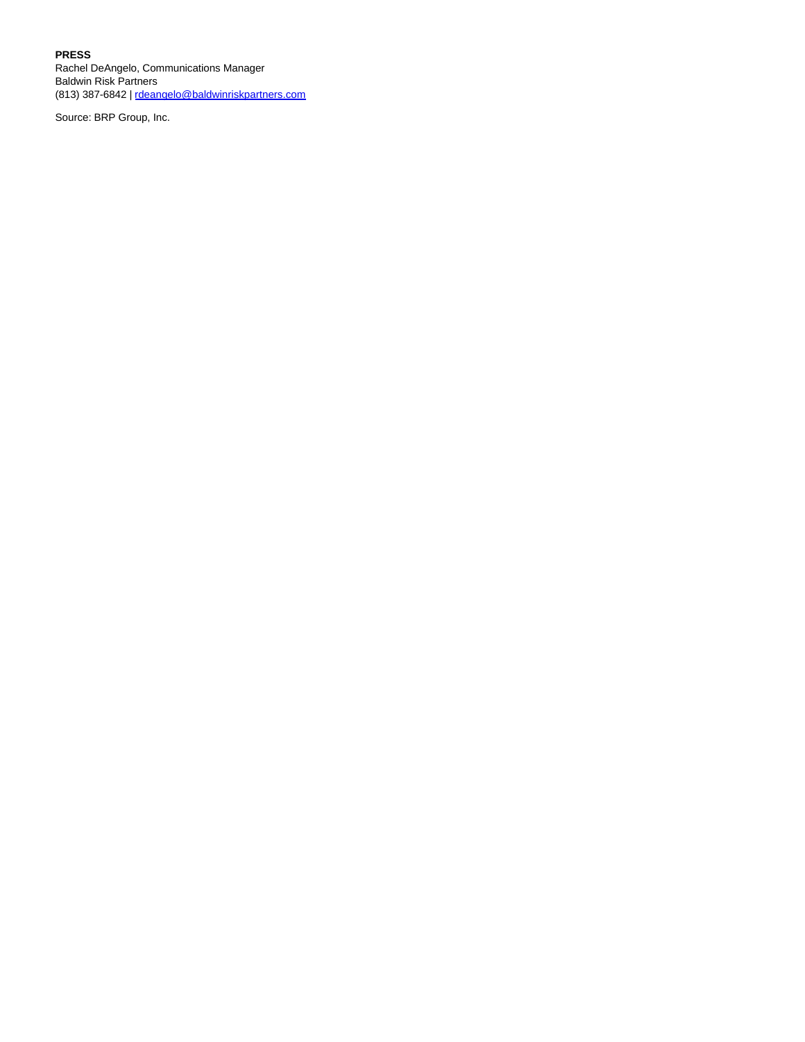**PRESS**
Rachel DeAngelo, Communications Manager
Baldwin Risk Partners
(813) 387-6842 | rdeangelo@baldwinriskpartners.com

Source: BRP Group, Inc.